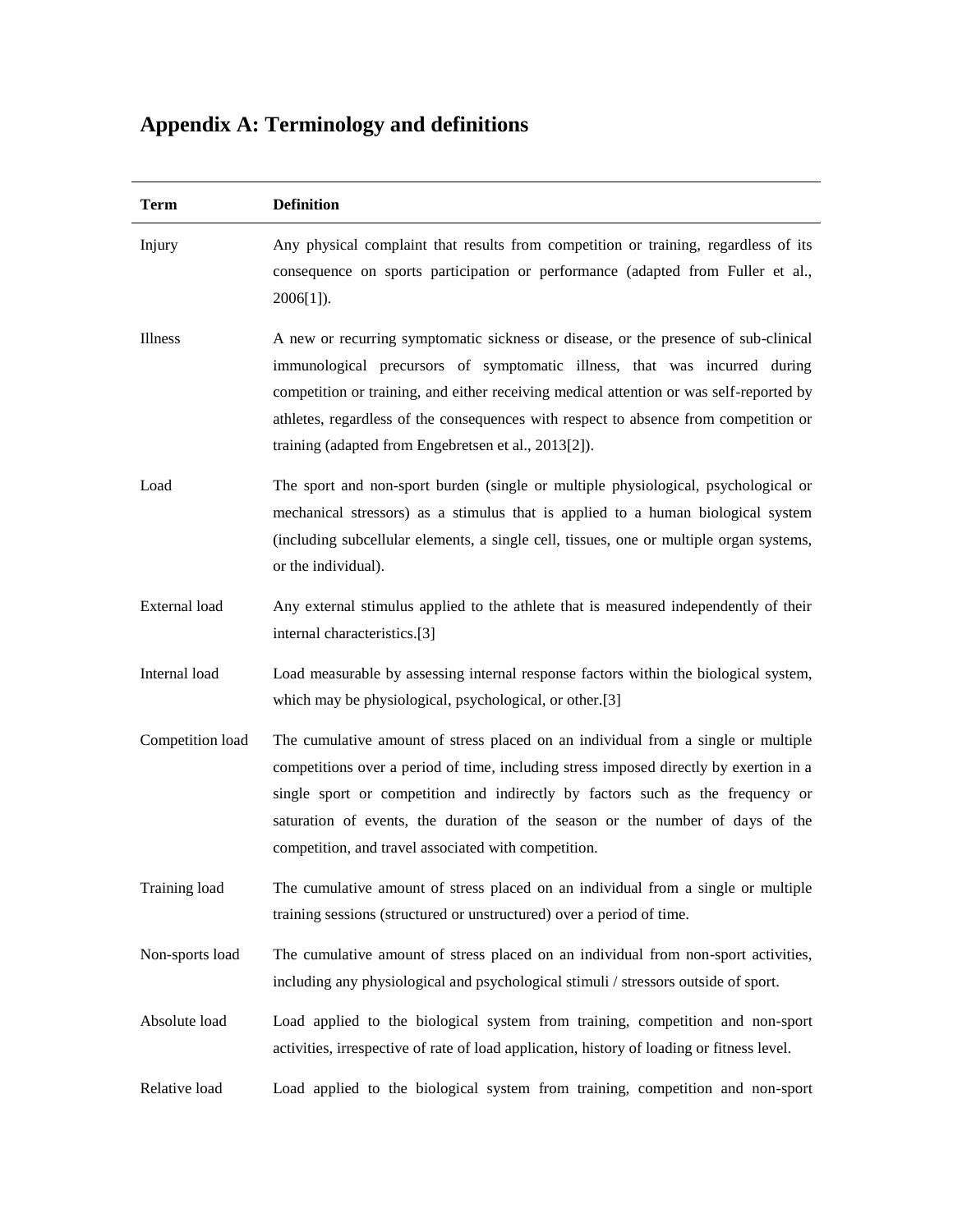## Appendix A: Terminology and definitions

| Term | Definition |
|---|---|
| Injury | Any physical complaint that results from competition or training, regardless of its consequence on sports participation or performance (adapted from Fuller et al., 2006[1]). |
| Illness | A new or recurring symptomatic sickness or disease, or the presence of sub-clinical immunological precursors of symptomatic illness, that was incurred during competition or training, and either receiving medical attention or was self-reported by athletes, regardless of the consequences with respect to absence from competition or training (adapted from Engebretsen et al., 2013[2]). |
| Load | The sport and non-sport burden (single or multiple physiological, psychological or mechanical stressors) as a stimulus that is applied to a human biological system (including subcellular elements, a single cell, tissues, one or multiple organ systems, or the individual). |
| External load | Any external stimulus applied to the athlete that is measured independently of their internal characteristics.[3] |
| Internal load | Load measurable by assessing internal response factors within the biological system, which may be physiological, psychological, or other.[3] |
| Competition load | The cumulative amount of stress placed on an individual from a single or multiple competitions over a period of time, including stress imposed directly by exertion in a single sport or competition and indirectly by factors such as the frequency or saturation of events, the duration of the season or the number of days of the competition, and travel associated with competition. |
| Training load | The cumulative amount of stress placed on an individual from a single or multiple training sessions (structured or unstructured) over a period of time. |
| Non-sports load | The cumulative amount of stress placed on an individual from non-sport activities, including any physiological and psychological stimuli / stressors outside of sport. |
| Absolute load | Load applied to the biological system from training, competition and non-sport activities, irrespective of rate of load application, history of loading or fitness level. |
| Relative load | Load applied to the biological system from training, competition and non-sport |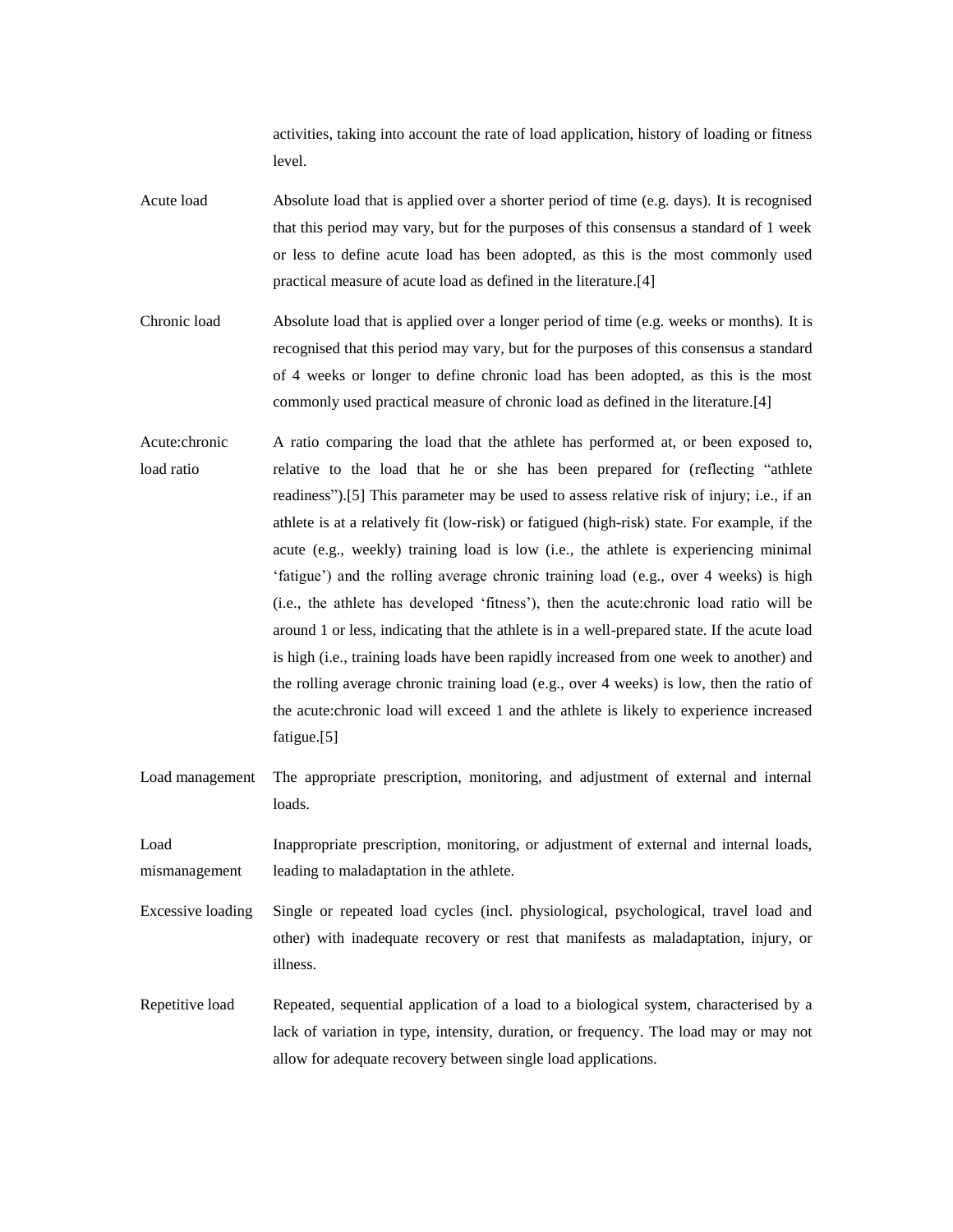activities, taking into account the rate of load application, history of loading or fitness level.

| | |
|---|---|
| Acute load | Absolute load that is applied over a shorter period of time (e.g. days). It is recognised that this period may vary, but for the purposes of this consensus a standard of 1 week or less to define acute load has been adopted, as this is the most commonly used practical measure of acute load as defined in the literature.[4] |
| Chronic load | Absolute load that is applied over a longer period of time (e.g. weeks or months). It is recognised that this period may vary, but for the purposes of this consensus a standard of 4 weeks or longer to define chronic load has been adopted, as this is the most commonly used practical measure of chronic load as defined in the literature.[4] |
| Acute:chronic load ratio | A ratio comparing the load that the athlete has performed at, or been exposed to, relative to the load that he or she has been prepared for (reflecting "athlete readiness").[5] This parameter may be used to assess relative risk of injury; i.e., if an athlete is at a relatively fit (low-risk) or fatigued (high-risk) state. For example, if the acute (e.g., weekly) training load is low (i.e., the athlete is experiencing minimal 'fatigue') and the rolling average chronic training load (e.g., over 4 weeks) is high (i.e., the athlete has developed 'fitness'), then the acute:chronic load ratio will be around 1 or less, indicating that the athlete is in a well-prepared state. If the acute load is high (i.e., training loads have been rapidly increased from one week to another) and the rolling average chronic training load (e.g., over 4 weeks) is low, then the ratio of the acute:chronic load will exceed 1 and the athlete is likely to experience increased fatigue.[5] |
| Load management | The appropriate prescription, monitoring, and adjustment of external and internal loads. |
| Load mismanagement | Inappropriate prescription, monitoring, or adjustment of external and internal loads, leading to maladaptation in the athlete. |
| Excessive loading | Single or repeated load cycles (incl. physiological, psychological, travel load and other) with inadequate recovery or rest that manifests as maladaptation, injury, or illness. |
| Repetitive load | Repeated, sequential application of a load to a biological system, characterised by a lack of variation in type, intensity, duration, or frequency. The load may or may not allow for adequate recovery between single load applications. |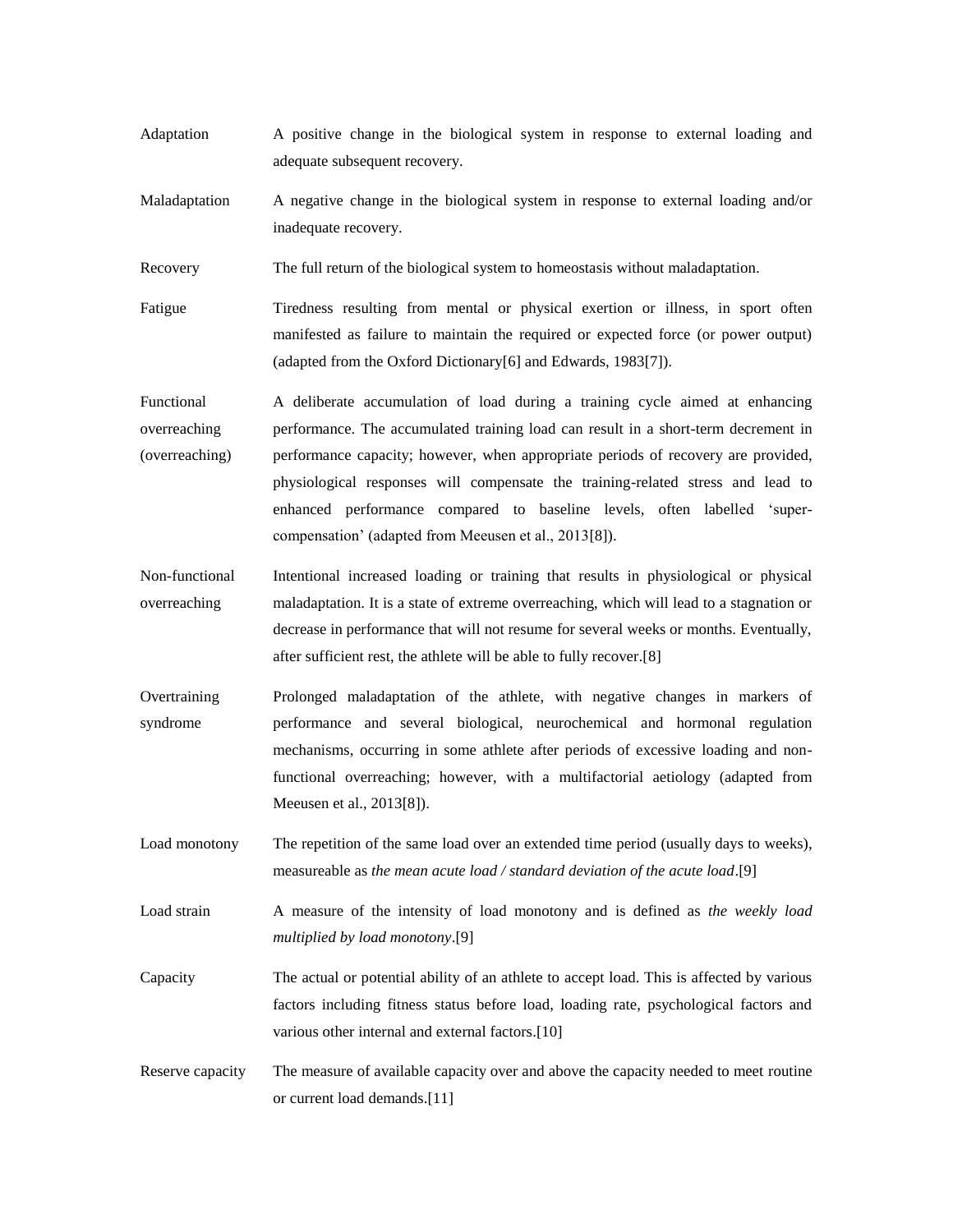| | |
|---|---|
| Adaptation | A positive change in the biological system in response to external loading and adequate subsequent recovery. |
| Maladaptation | A negative change in the biological system in response to external loading and/or inadequate recovery. |
| Recovery | The full return of the biological system to homeostasis without maladaptation. |
| Fatigue | Tiredness resulting from mental or physical exertion or illness, in sport often manifested as failure to maintain the required or expected force (or power output) (adapted from the Oxford Dictionary[6] and Edwards, 1983[7]). |
| Functional overreaching (overreaching) | A deliberate accumulation of load during a training cycle aimed at enhancing performance. The accumulated training load can result in a short-term decrement in performance capacity; however, when appropriate periods of recovery are provided, physiological responses will compensate the training-related stress and lead to enhanced performance compared to baseline levels, often labelled 'super-compensation' (adapted from Meeusen et al., 2013[8]). |
| Non-functional overreaching | Intentional increased loading or training that results in physiological or physical maladaptation. It is a state of extreme overreaching, which will lead to a stagnation or decrease in performance that will not resume for several weeks or months. Eventually, after sufficient rest, the athlete will be able to fully recover.[8] |
| Overtraining syndrome | Prolonged maladaptation of the athlete, with negative changes in markers of performance and several biological, neurochemical and hormonal regulation mechanisms, occurring in some athlete after periods of excessive loading and non-functional overreaching; however, with a multifactorial aetiology (adapted from Meeusen et al., 2013[8]). |
| Load monotony | The repetition of the same load over an extended time period (usually days to weeks), measureable as *the mean acute load / standard deviation of the acute load*.[9] |
| Load strain | A measure of the intensity of load monotony and is defined as *the weekly load multiplied by load monotony*.[9] |
| Capacity | The actual or potential ability of an athlete to accept load. This is affected by various factors including fitness status before load, loading rate, psychological factors and various other internal and external factors.[10] |
| Reserve capacity | The measure of available capacity over and above the capacity needed to meet routine or current load demands.[11] |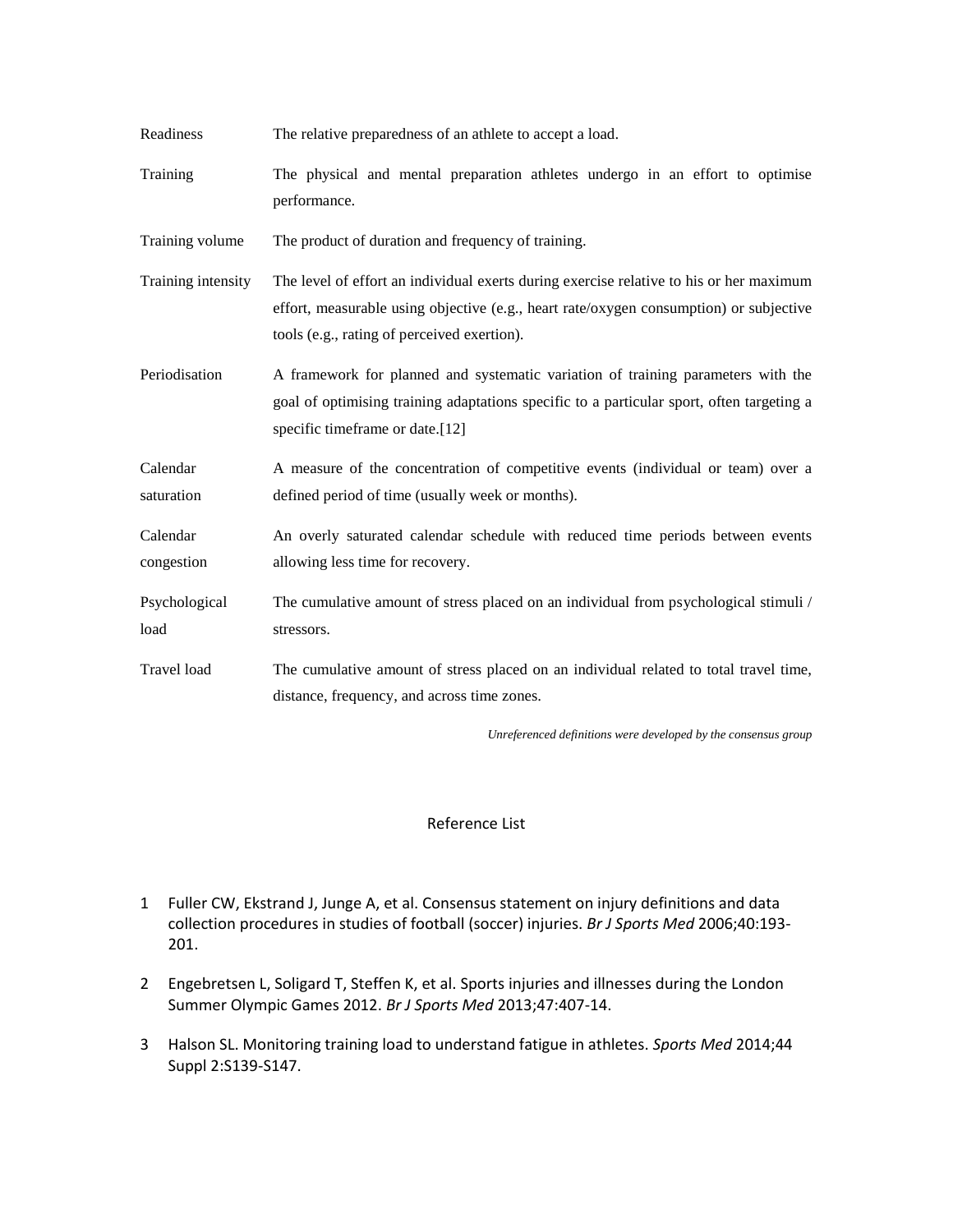| | |
|---|---|
| Readiness | The relative preparedness of an athlete to accept a load. |
| Training | The physical and mental preparation athletes undergo in an effort to optimise performance. |
| Training volume | The product of duration and frequency of training. |
| Training intensity | The level of effort an individual exerts during exercise relative to his or her maximum effort, measurable using objective (e.g., heart rate/oxygen consumption) or subjective tools (e.g., rating of perceived exertion). |
| Periodisation | A framework for planned and systematic variation of training parameters with the goal of optimising training adaptations specific to a particular sport, often targeting a specific timeframe or date.[12] |
| Calendar saturation | A measure of the concentration of competitive events (individual or team) over a defined period of time (usually week or months). |
| Calendar congestion | An overly saturated calendar schedule with reduced time periods between events allowing less time for recovery. |
| Psychological load | The cumulative amount of stress placed on an individual from psychological stimuli / stressors. |
| Travel load | The cumulative amount of stress placed on an individual related to total travel time, distance, frequency, and across time zones. |

*Unreferenced definitions were developed by the consensus group*

## Reference List

1. Fuller CW, Ekstrand J, Junge A, et al. Consensus statement on injury definitions and data collection procedures in studies of football (soccer) injuries. *Br J Sports Med* 2006;40:193-201.

2. Engebretsen L, Soligard T, Steffen K, et al. Sports injuries and illnesses during the London Summer Olympic Games 2012. *Br J Sports Med* 2013;47:407-14.

3. Halson SL. Monitoring training load to understand fatigue in athletes. *Sports Med* 2014;44 Suppl 2:S139-S147.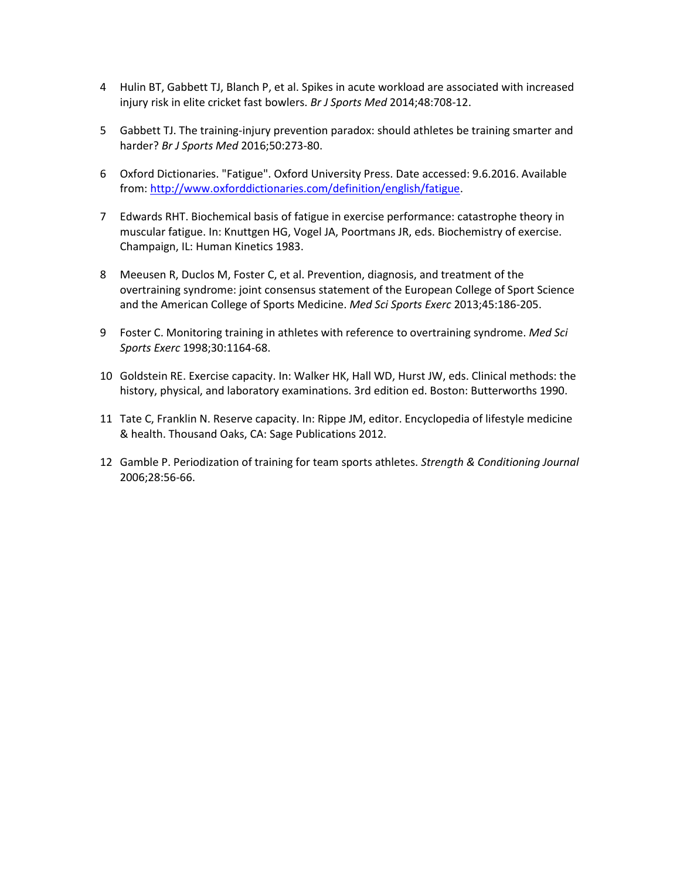4 Hulin BT, Gabbett TJ, Blanch P, et al. Spikes in acute workload are associated with increased injury risk in elite cricket fast bowlers. *Br J Sports Med* 2014;48:708-12.

5 Gabbett TJ. The training-injury prevention paradox: should athletes be training smarter and harder? *Br J Sports Med* 2016;50:273-80.

6 Oxford Dictionaries. "Fatigue". Oxford University Press. Date accessed: 9.6.2016. Available from: http://www.oxforddictionaries.com/definition/english/fatigue.

7 Edwards RHT. Biochemical basis of fatigue in exercise performance: catastrophe theory in muscular fatigue. In: Knuttgen HG, Vogel JA, Poortmans JR, eds. Biochemistry of exercise. Champaign, IL: Human Kinetics 1983.

8 Meeusen R, Duclos M, Foster C, et al. Prevention, diagnosis, and treatment of the overtraining syndrome: joint consensus statement of the European College of Sport Science and the American College of Sports Medicine. *Med Sci Sports Exerc* 2013;45:186-205.

9 Foster C. Monitoring training in athletes with reference to overtraining syndrome. *Med Sci Sports Exerc* 1998;30:1164-68.

10 Goldstein RE. Exercise capacity. In: Walker HK, Hall WD, Hurst JW, eds. Clinical methods: the history, physical, and laboratory examinations. 3rd edition ed. Boston: Butterworths 1990.

11 Tate C, Franklin N. Reserve capacity. In: Rippe JM, editor. Encyclopedia of lifestyle medicine & health. Thousand Oaks, CA: Sage Publications 2012.

12 Gamble P. Periodization of training for team sports athletes. *Strength & Conditioning Journal* 2006;28:56-66.